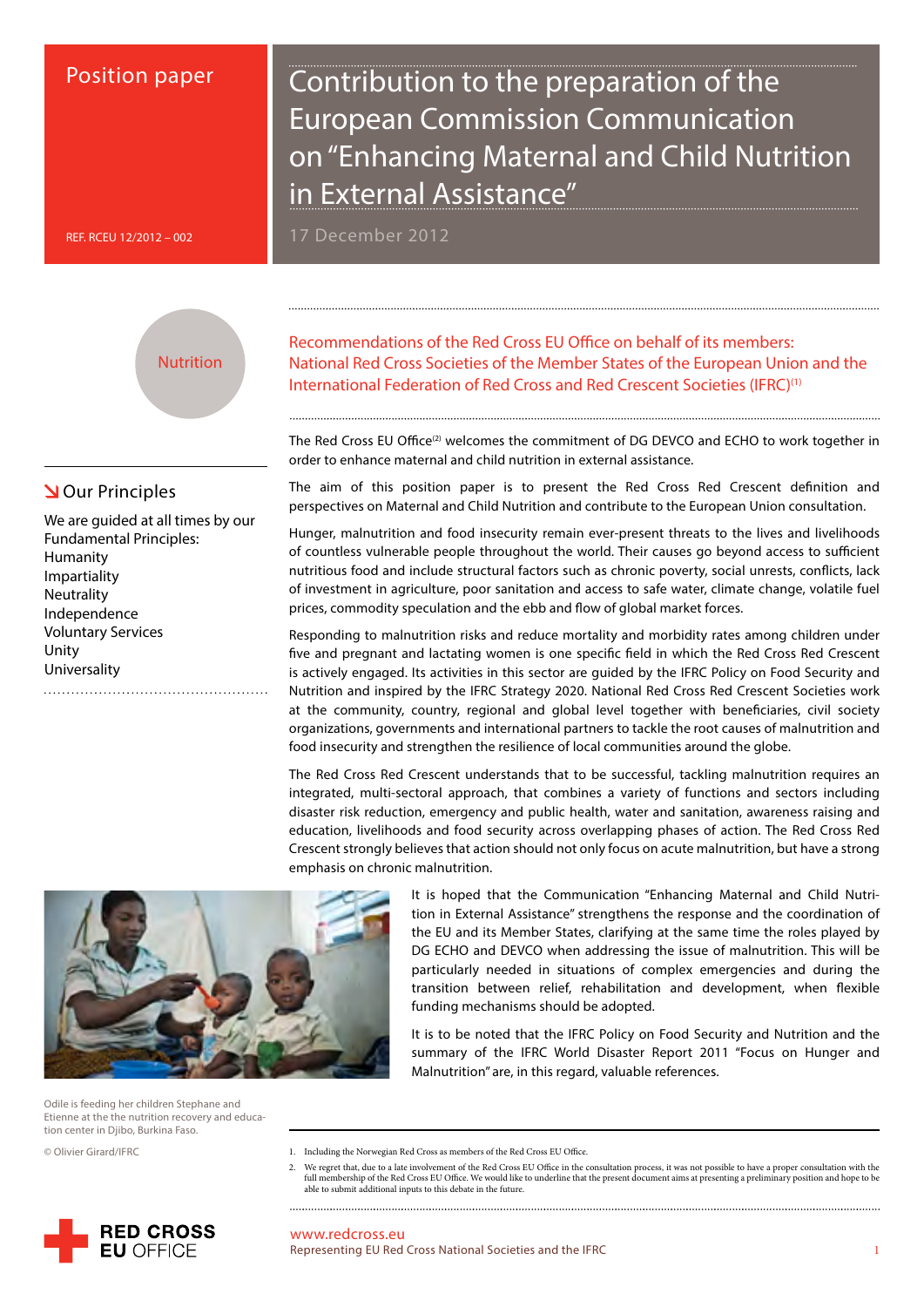Position paper

REF. RCEU 12/2012 – 002

# Contribution to the preparation of the European Commission Communication on "Enhancing Maternal and Child Nutrition in External Assistance"

17 December 2012

Nutrition

## Our Principles

We are guided at all times by our Fundamental Principles:

Humanity
Impartiality
Neutrality
Independence
Voluntary Services
Unity
Universality

## Recommendations of the Red Cross EU Office on behalf of its members: National Red Cross Societies of the Member States of the European Union and the International Federation of Red Cross and Red Crescent Societies (IFRC)[1]

The Red Cross EU Office[2] welcomes the commitment of DG DEVCO and ECHO to work together in order to enhance maternal and child nutrition in external assistance.

The aim of this position paper is to present the Red Cross Red Crescent definition and perspectives on Maternal and Child Nutrition and contribute to the European Union consultation.

Hunger, malnutrition and food insecurity remain ever-present threats to the lives and livelihoods of countless vulnerable people throughout the world. Their causes go beyond access to sufficient nutritious food and include structural factors such as chronic poverty, social unrests, conflicts, lack of investment in agriculture, poor sanitation and access to safe water, climate change, volatile fuel prices, commodity speculation and the ebb and flow of global market forces.

Responding to malnutrition risks and reduce mortality and morbidity rates among children under five and pregnant and lactating women is one specific field in which the Red Cross Red Crescent is actively engaged. Its activities in this sector are guided by the IFRC Policy on Food Security and Nutrition and inspired by the IFRC Strategy 2020. National Red Cross Red Crescent Societies work at the community, country, regional and global level together with beneficiaries, civil society organizations, governments and international partners to tackle the root causes of malnutrition and food insecurity and strengthen the resilience of local communities around the globe.

The Red Cross Red Crescent understands that to be successful, tackling malnutrition requires an integrated, multi-sectoral approach, that combines a variety of functions and sectors including disaster risk reduction, emergency and public health, water and sanitation, awareness raising and education, livelihoods and food security across overlapping phases of action. The Red Cross Red Crescent strongly believes that action should not only focus on acute malnutrition, but have a strong emphasis on chronic malnutrition.

Odile is feeding her children Stephane and Etienne at the the nutrition recovery and education center in Djibo, Burkina Faso.

© Olivier Girard/IFRC

It is hoped that the Communication "Enhancing Maternal and Child Nutrition in External Assistance" strengthens the response and the coordination of the EU and its Member States, clarifying at the same time the roles played by DG ECHO and DEVCO when addressing the issue of malnutrition. This will be particularly needed in situations of complex emergencies and during the transition between relief, rehabilitation and development, when flexible funding mechanisms should be adopted.

It is to be noted that the IFRC Policy on Food Security and Nutrition and the summary of the IFRC World Disaster Report 2011 "Focus on Hunger and Malnutrition" are, in this regard, valuable references.

1. Including the Norwegian Red Cross as members of the Red Cross EU Office.
2. We regret that, due to a late involvement of the Red Cross EU Office in the consultation process, it was not possible to have a proper consultation with the full membership of the Red Cross EU Office. We would like to underline that the present document aims at presenting a preliminary position and hope to be able to submit additional inputs to this debate in the future.

RED CROSS EU OFFICE

www.redcross.eu
Representing EU Red Cross National Societies and the IFRC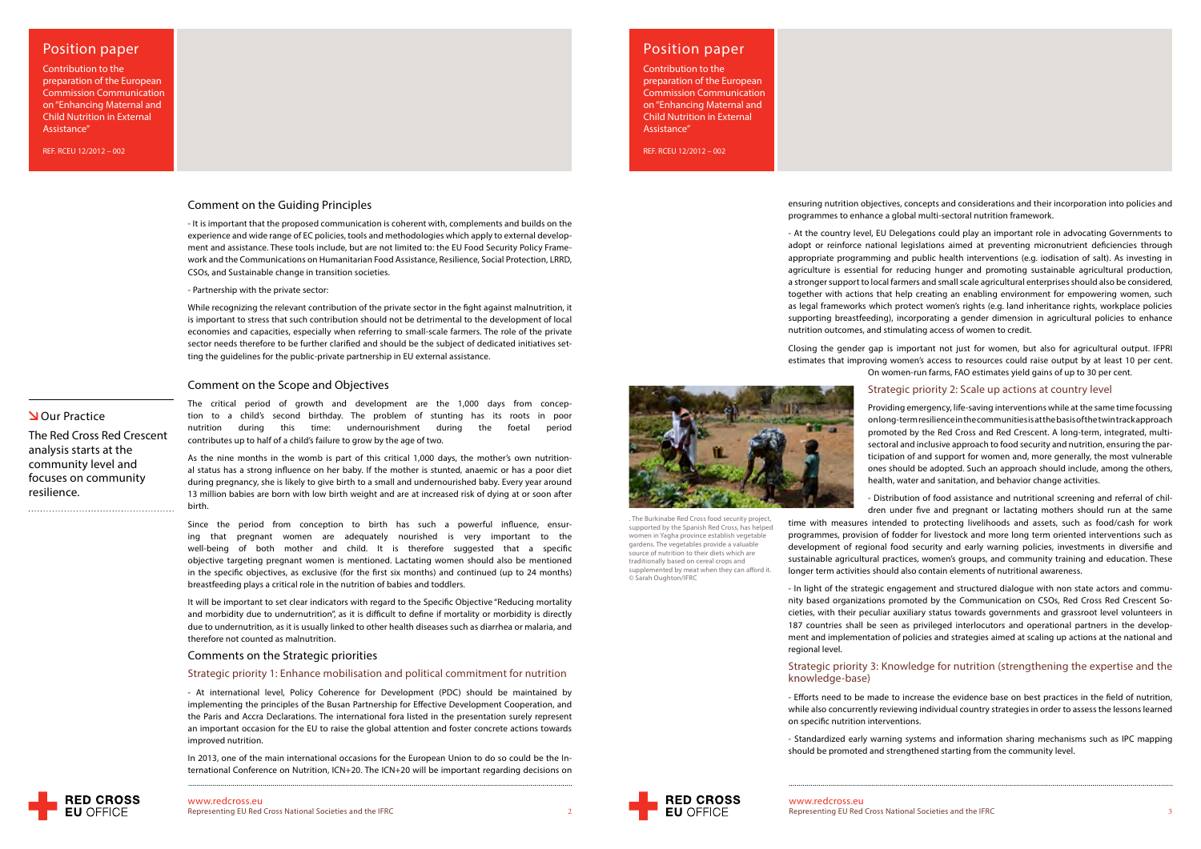## Comment on the Guiding Principles

- It is important that the proposed communication is coherent with, complements and builds on the experience and wide range of EC policies, tools and methodologies which apply to external development and assistance. These tools include, but are not limited to: the EU Food Security Policy Framework and the Communications on Humanitarian Food Assistance, Resilience, Social Protection, LRRD, CSOs, and Sustainable change in transition societies.

- Partnership with the private sector:

While recognizing the relevant contribution of the private sector in the fight against malnutrition, it is important to stress that such contribution should not be detrimental to the development of local economies and capacities, especially when referring to small-scale farmers. The role of the private sector needs therefore to be further clarified and should be the subject of dedicated initiatives setting the guidelines for the public-private partnership in EU external assistance.

## Comment on the Scope and Objectives

**Our Practice**

The Red Cross Red Crescent analysis starts at the community level and focuses on community resilience.

The critical period of growth and development are the 1,000 days from conception to a child's second birthday. The problem of stunting has its roots in poor nutrition during this time: undernourishment during the foetal period contributes up to half of a child's failure to grow by the age of two.

As the nine months in the womb is part of this critical 1,000 days, the mother's own nutritional status has a strong influence on her baby. If the mother is stunted, anaemic or has a poor diet during pregnancy, she is likely to give birth to a small and undernourished baby. Every year around 13 million babies are born with low birth weight and are at increased risk of dying at or soon after birth.

Since the period from conception to birth has such a powerful influence, ensuring that pregnant women are adequately nourished is very important to the well-being of both mother and child. It is therefore suggested that a specific objective targeting pregnant women is mentioned. Lactating women should also be mentioned in the specific objectives, as exclusive (for the first six months) and continued (up to 24 months) breastfeeding plays a critical role in the nutrition of babies and toddlers.

It will be important to set clear indicators with regard to the Specific Objective "Reducing mortality and morbidity due to undernutrition", as it is difficult to define if mortality or morbidity is directly due to undernutrition, as it is usually linked to other health diseases such as diarrhea or malaria, and therefore not counted as malnutrition.

## Comments on the Strategic priorities

### Strategic priority 1: Enhance mobilisation and political commitment for nutrition

- At international level, Policy Coherence for Development (PDC) should be maintained by implementing the principles of the Busan Partnership for Effective Development Cooperation, and the Paris and Accra Declarations. The international fora listed in the presentation surely represent an important occasion for the EU to raise the global attention and foster concrete actions towards improved nutrition.

In 2013, one of the main international occasions for the European Union to do so could be the International Conference on Nutrition, ICN+20. The ICN+20 will be important regarding decisions on ensuring nutrition objectives, concepts and considerations and their incorporation into policies and programmes to enhance a global multi-sectoral nutrition framework.

- At the country level, EU Delegations could play an important role in advocating Governments to adopt or reinforce national legislations aimed at preventing micronutrient deficiencies through appropriate programming and public health interventions (e.g. iodisation of salt). As investing in agriculture is essential for reducing hunger and promoting sustainable agricultural production, a stronger support to local farmers and small scale agricultural enterprises should also be considered, together with actions that help creating an enabling environment for empowering women, such as legal frameworks which protect women's rights (e.g. land inheritance rights, workplace policies supporting breastfeeding), incorporating a gender dimension in agricultural policies to enhance nutrition outcomes, and stimulating access of women to credit.

Closing the gender gap is important not just for women, but also for agricultural output. IFPRI estimates that improving women's access to resources could raise output by at least 10 per cent. On women-run farms, FAO estimates yield gains of up to 30 per cent.

. The Burkinabe Red Cross food security project, supported by the Spanish Red Cross, has helped women in Yagha province establish vegetable gardens. The vegetables provide a valuable source of nutrition to their diets which are traditionally based on cereal crops and supplemented by meat when they can afford it. © Sarah Oughton/IFRC

### Strategic priority 2: Scale up actions at country level

Providing emergency, life-saving interventions while at the same time focussing on long-term resilience in the communities is at the basis of the twin track approach promoted by the Red Cross and Red Crescent. A long-term, integrated, multi-sectoral and inclusive approach to food security and nutrition, ensuring the participation of and support for women and, more generally, the most vulnerable ones should be adopted. Such an approach should include, among the others, health, water and sanitation, and behavior change activities.

- Distribution of food assistance and nutritional screening and referral of children under five and pregnant or lactating mothers should run at the same time with measures intended to protecting livelihoods and assets, such as food/cash for work programmes, provision of fodder for livestock and more long term oriented interventions such as development of regional food security and early warning policies, investments in diversifie and sustainable agricultural practices, women's groups, and community training and education. These longer term activities should also contain elements of nutritional awareness.

- In light of the strategic engagement and structured dialogue with non state actors and community based organizations promoted by the Communication on CSOs, Red Cross Red Crescent Societies, with their peculiar auxiliary status towards governments and grassroot level volunteers in 187 countries shall be seen as privileged interlocutors and operational partners in the development and implementation of policies and strategies aimed at scaling up actions at the national and regional level.

### Strategic priority 3: Knowledge for nutrition (strengthening the expertise and the knowledge-base)

- Efforts need to be made to increase the evidence base on best practices in the field of nutrition, while also concurrently reviewing individual country strategies in order to assess the lessons learned on specific nutrition interventions.

- Standardized early warning systems and information sharing mechanisms such as IPC mapping should be promoted and strengthened starting from the community level.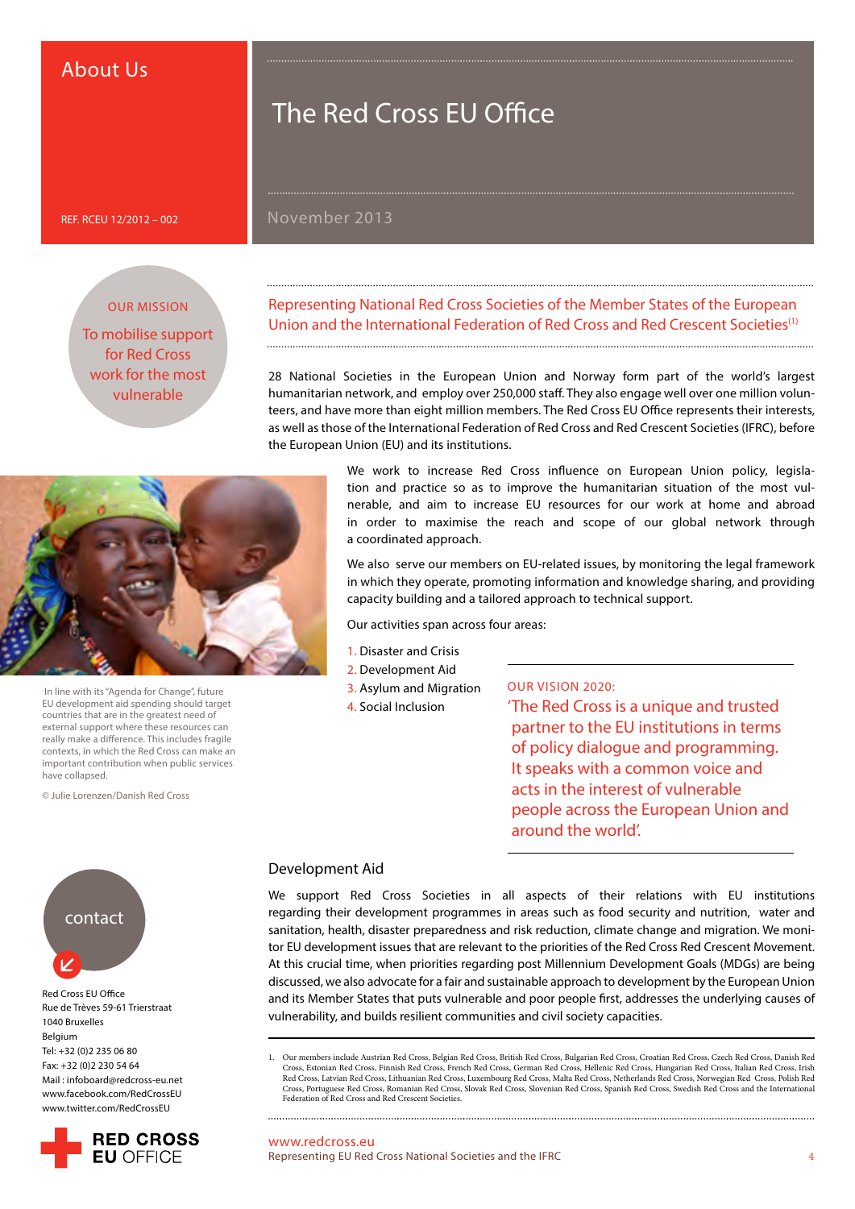About Us

# The Red Cross EU Office

REF. RCEU 12/2012 – 002

November 2013

OUR MISSION

To mobilise support for Red Cross work for the most vulnerable

## Representing National Red Cross Societies of the Member States of the European Union and the International Federation of Red Cross and Red Crescent Societies[1]

28 National Societies in the European Union and Norway form part of the world's largest humanitarian network, and employ over 250,000 staff. They also engage well over one million volunteers, and have more than eight million members. The Red Cross EU Office represents their interests, as well as those of the International Federation of Red Cross and Red Crescent Societies (IFRC), before the European Union (EU) and its institutions.

We work to increase Red Cross influence on European Union policy, legislation and practice so as to improve the humanitarian situation of the most vulnerable, and aim to increase EU resources for our work at home and abroad in order to maximise the reach and scope of our global network through a coordinated approach.

We also serve our members on EU-related issues, by monitoring the legal framework in which they operate, promoting information and knowledge sharing, and providing capacity building and a tailored approach to technical support.

Our activities span across four areas:

1. Disaster and Crisis
2. Development Aid
3. Asylum and Migration
4. Social Inclusion

OUR VISION 2020:

'The Red Cross is a unique and trusted partner to the EU institutions in terms of policy dialogue and programming. It speaks with a common voice and acts in the interest of vulnerable people across the European Union and around the world'.

In line with its "Agenda for Change", future EU development aid spending should target countries that are in the greatest need of external support where these resources can really make a difference. This includes fragile contexts, in which the Red Cross can make an important contribution when public services have collapsed.

© Julie Lorenzen/Danish Red Cross

### Development Aid

We support Red Cross Societies in all aspects of their relations with EU institutions regarding their development programmes in areas such as food security and nutrition, water and sanitation, health, disaster preparedness and risk reduction, climate change and migration. We monitor EU development issues that are relevant to the priorities of the Red Cross Red Crescent Movement. At this crucial time, when priorities regarding post Millennium Development Goals (MDGs) are being discussed, we also advocate for a fair and sustainable approach to development by the European Union and its Member States that puts vulnerable and poor people first, addresses the underlying causes of vulnerability, and builds resilient communities and civil society capacities.

1. Our members include Austrian Red Cross, Belgian Red Cross, British Red Cross, Bulgarian Red Cross, Croatian Red Cross, Czech Red Cross, Danish Red Cross, Estonian Red Cross, Finnish Red Cross, French Red Cross, German Red Cross, Hellenic Red Cross, Hungarian Red Cross, Italian Red Cross, Irish Red Cross, Latvian Red Cross, Lithuanian Red Cross, Luxembourg Red Cross, Malta Red Cross, Netherlands Red Cross, Norwegian Red Cross, Polish Red Cross, Portuguese Red Cross, Romanian Red Cross, Slovak Red Cross, Slovenian Red Cross, Spanish Red Cross, Swedish Red Cross and the International Federation of Red Cross and Red Crescent Societies.

contact

Red Cross EU Office
Rue de Trèves 59-61 Trierstraat
1040 Bruxelles
Belgium
Tel: +32 (0)2 235 06 80
Fax: +32 (0)2 230 54 64
Mail : infoboard@redcross-eu.net
www.facebook.com/RedCrossEU
www.twitter.com/RedCrossEU

RED CROSS EU OFFICE

www.redcross.eu
Representing EU Red Cross National Societies and the IFRC